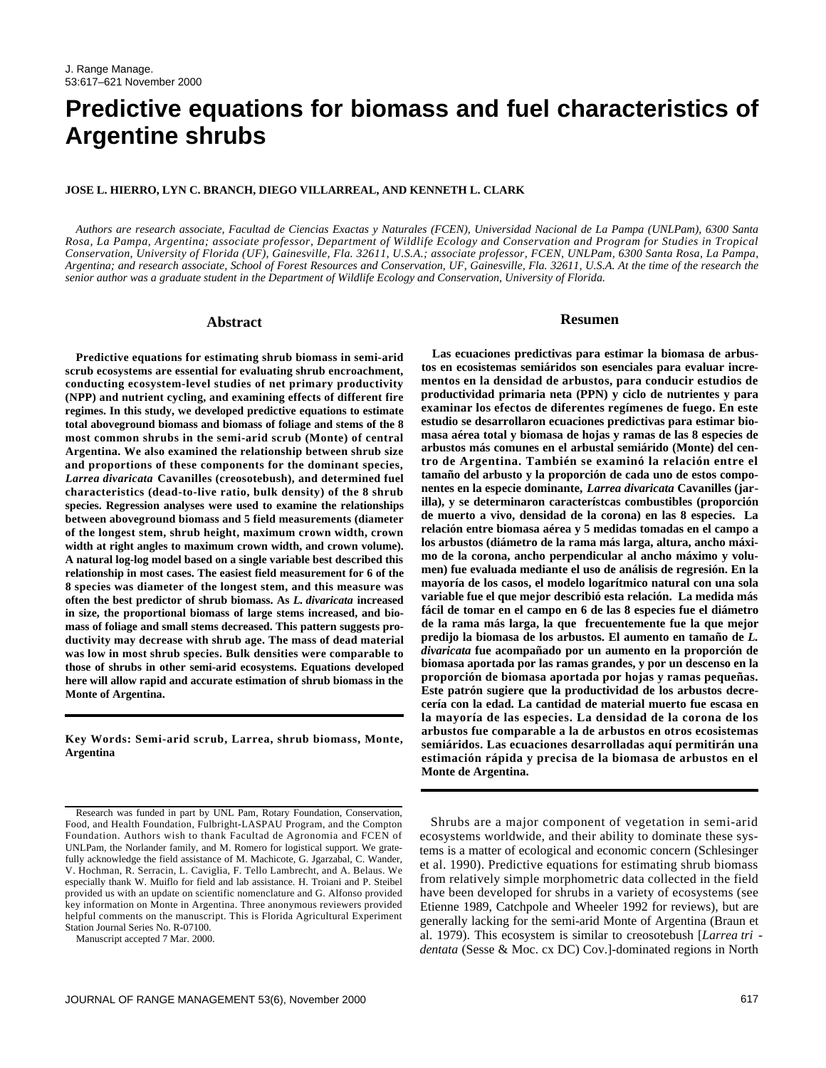# Predictive equations for biomass and fuel characteristics of Argentine shrubs

**JOSE L. HIERRO, LYN C. BRANCH, DIEGO VILLARREAL, AND KENNETH L. CLARK**

*Authors are research associate, Facultad de Ciencias Exactas y Naturales (FCEN), Universidad Nacional de La Pampa (UNLPam), 6300 Santa Rosa, La Pampa, Argentina; associate professor, Department of Wildlife Ecology and Conservation and Program for Studies in Tropical Conservation, University of Florida (UF), Gainesville, Fla. 32611, U.S.A.; associate professor, FCEN, UNLPam, 6300 Santa Rosa, La Pampa, Argentina; and research associate, School of Forest Resources and Conservation, UF, Gainesville, Fla. 32611, U.S.A. At the time of the research the senior author was a graduate student in the Department of Wildlife Ecology and Conservation, University of Florida.*

## Abstract

**Predictive equations for estimating shrub biomass in semi-arid scrub ecosystems are essential for evaluating shrub encroachment, conducting ecosystem-level studies of net primary productivity (NPP) and nutrient cycling, and examining effects of different fire regimes. In this study, we developed predictive equations to estimate total aboveground biomass and biomass of foliage and stems of the 8 most common shrubs in the semi-arid scrub (Monte) of central Argentina. We also examined the relationship between shrub size and proportions of these components for the dominant species, *Larrea divaricata* Cavanilles (creosotebush), and determined fuel characteristics (dead-to-live ratio, bulk density) of the 8 shrub species. Regression analyses were used to examine the relationships between aboveground biomass and 5 field measurements (diameter of the longest stem, shrub height, maximum crown width, crown width at right angles to maximum crown width, and crown volume). A natural log-log model based on a single variable best described this relationship in most cases. The easiest field measurement for 6 of the 8 species was diameter of the longest stem, and this measure was often the best predictor of shrub biomass. As *L. divaricata* increased in size, the proportional biomass of large stems increased, and biomass of foliage and small stems decreased. This pattern suggests productivity may decrease with shrub age. The mass of dead material was low in most shrub species. Bulk densities were comparable to those of shrubs in other semi-arid ecosystems. Equations developed here will allow rapid and accurate estimation of shrub biomass in the Monte of Argentina.**

**Key Words: Semi-arid scrub, Larrea, shrub biomass, Monte, Argentina**

## Resumen

**Las ecuaciones predictivas para estimar la biomasa de arbustos en ecosistemas semiáridos son esenciales para evaluar incrementos en la densidad de arbustos, para conducir estudios de productividad primaria neta (PPN) y ciclo de nutrientes y para examinar los efectos de diferentes regímenes de fuego. En este estudio se desarrollaron ecuaciones predictivas para estimar biomasa aérea total y biomasa de hojas y ramas de las 8 especies de arbustos más comunes en el arbustal semiárido (Monte) del centro de Argentina. También se examinó la relación entre el tamaño del arbusto y la proporción de cada uno de estos componentes en la especie dominante, *Larrea divaricata* Cavanilles (jarilla), y se determinaron característcas combustibles (proporción de muerto a vivo, densidad de la corona) en las 8 especies. La relación entre biomasa aérea y 5 medidas tomadas en el campo a los arbustos (diámetro de la rama más larga, altura, ancho máximo de la corona, ancho perpendicular al ancho máximo y volumen) fue evaluada mediante el uso de análisis de regresión. En la mayoría de los casos, el modelo logarítmico natural con una sola variable fue el que mejor describió esta relación. La medida más fácil de tomar en el campo en 6 de las 8 especies fue el diámetro de la rama más larga, la que frecuentemente fue la que mejor predijo la biomasa de los arbustos. El aumento en tamaño de *L. divaricata* fue acompañado por un aumento en la proporción de biomasa aportada por las ramas grandes, y por un descenso en la proporción de biomasa aportada por hojas y ramas pequeñas. Este patrón sugiere que la productividad de los arbustos decrecería con la edad. La cantidad de material muerto fue escasa en la mayoría de las especies. La densidad de la corona de los arbustos fue comparable a la de arbustos en otros ecosistemas semiáridos. Las ecuaciones desarrolladas aquí permitirán una estimación rápida y precisa de la biomasa de arbustos en el Monte de Argentina.**

Research was funded in part by UNL Pam, Rotary Foundation, Conservation, Food, and Health Foundation, Fulbright-LASPAU Program, and the Compton Foundation. Authors wish to thank Facultad de Agronomia and FCEN of UNLPam, the Norlander family, and M. Romero for logistical support. We gratefully acknowledge the field assistance of M. Machicote, G. Jgarzabal, C. Wander, V. Hochman, R. Serracin, L. Caviglia, F. Tello Lambrecht, and A. Belaus. We especially thank W. Muiflo for field and lab assistance. H. Troiani and P. Steibel provided us with an update on scientific nomenclature and G. Alfonso provided key information on Monte in Argentina. Three anonymous reviewers provided helpful comments on the manuscript. This is Florida Agricultural Experiment Station Journal Series No. R-07100.

Manuscript accepted 7 Mar. 2000.

Shrubs are a major component of vegetation in semi-arid ecosystems worldwide, and their ability to dominate these systems is a matter of ecological and economic concern (Schlesinger et al. 1990). Predictive equations for estimating shrub biomass from relatively simple morphometric data collected in the field have been developed for shrubs in a variety of ecosystems (see Etienne 1989, Catchpole and Wheeler 1992 for reviews), but are generally lacking for the semi-arid Monte of Argentina (Braun et al. 1979). This ecosystem is similar to creosotebush [*Larrea tridentata* (Sesse & Moc. cx DC) Cov.]-dominated regions in North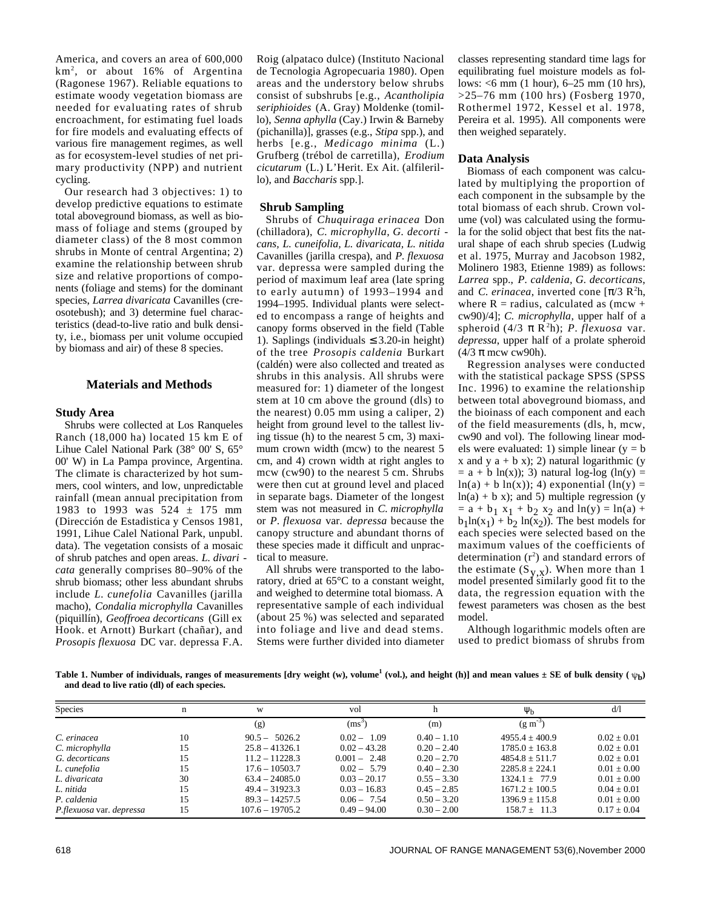America, and covers an area of 600,000 km$^2$, or about 16% of Argentina (Ragonese 1967). Reliable equations to estimate woody vegetation biomass are needed for evaluating rates of shrub encroachment, for estimating fuel loads for fire models and evaluating effects of various fire management regimes, as well as for ecosystem-level studies of net primary productivity (NPP) and nutrient cycling.

Our research had 3 objectives: 1) to develop predictive equations to estimate total aboveground biomass, as well as biomass of foliage and stems (grouped by diameter class) of the 8 most common shrubs in Monte of central Argentina; 2) examine the relationship between shrub size and relative proportions of components (foliage and stems) for the dominant species, *Larrea divaricata* Cavanilles (creosotebush); and 3) determine fuel characteristics (dead-to-live ratio and bulk density, i.e., biomass per unit volume occupied by biomass and air) of these 8 species.

## Materials and Methods

### Study Area

Shrubs were collected at Los Ranqueles Ranch (18,000 ha) located 15 km E of Lihue Calel National Park (38° 00' S, 65° 00' W) in La Pampa province, Argentina. The climate is characterized by hot summers, cool winters, and low, unpredictable rainfall (mean annual precipitation from 1983 to 1993 was 524 ± 175 mm (Dirección de Estadistica y Censos 1981, 1991, Lihue Calel National Park, unpubl. data). The vegetation consists of a mosaic of shrub patches and open areas. *L. divaricata* generally comprises 80–90% of the shrub biomass; other less abundant shrubs include *L. cunefolia* Cavanilles (jarilla macho), *Condalia microphylla* Cavanilles (piquillín), *Geoffroea decorticans* (Gill ex Hook. et Arnott) Burkart (chañar), and *Prosopis flexuosa* DC var. depressa F.A. Roig (alpataco dulce) (Instituto Nacional de Tecnologia Agropecuaria 1980). Open areas and the understory below shrubs consist of subshrubs [e.g., *Acantholipia seriphioides* (A. Gray) Moldenke (tomillo), *Senna aphylla* (Cay.) Irwin & Barneby (pichanilla)], grasses (e.g., *Stipa* spp.), and herbs [e.g., *Medicago minima* (L.) Grufberg (trébol de carretilla), *Erodium cicutarum* (L.) L'Herit. Ex Ait. (alfilerillo), and *Baccharis* spp.].

### Shrub Sampling

Shrubs of *Chuquiraga erinacea* Don (chilladora), *C. microphylla, G. decorticans, L. cuneifolia, L. divaricata, L. nitida* Cavanilles (jarilla crespa), and *P. flexuosa* var. depressa were sampled during the period of maximum leaf area (late spring to early autumn) of 1993–1994 and 1994–1995. Individual plants were selected to encompass a range of heights and canopy forms observed in the field (Table 1). Saplings (individuals ≤ 3.20-in height) of the tree *Prosopis caldenia* Burkart (caldén) were also collected and treated as shrubs in this analysis. All shrubs were measured for: 1) diameter of the longest stem at 10 cm above the ground (dls) to the nearest) 0.05 mm using a caliper, 2) height from ground level to the tallest living tissue (h) to the nearest 5 cm, 3) maximum crown width (mcw) to the nearest 5 cm, and 4) crown width at right angles to mcw (cw90) to the nearest 5 cm. Shrubs were then cut at ground level and placed in separate bags. Diameter of the longest stem was not measured in *C. microphylla* or *P. flexuosa* var. *depressa* because the canopy structure and abundant thorns of these species made it difficult and unpractical to measure.

All shrubs were transported to the laboratory, dried at 65°C to a constant weight, and weighed to determine total biomass. A representative sample of each individual (about 25 %) was selected and separated into foliage and live and dead stems. Stems were further divided into diameter classes representing standard time lags for equilibrating fuel moisture models as follows: <6 mm (1 hour), 6–25 mm (10 hrs), >25–76 mm (100 hrs) (Fosberg 1970, Rothermel 1972, Kessel et al. 1978, Pereira et al. 1995). All components were then weighed separately.

### Data Analysis

Biomass of each component was calculated by multiplying the proportion of each component in the subsample by the total biomass of each shrub. Crown volume (vol) was calculated using the formula for the solid object that best fits the natural shape of each shrub species (Ludwig et al. 1975, Murray and Jacobson 1982, Molinero 1983, Etienne 1989) as follows: *Larrea* spp., *P. caldenia, G. decorticans*, and *C. erinacea*, inverted cone [$\pi/3\ R^2h$, where R = radius, calculated as (mcw + cw90)/4]; *C. microphylla*, upper half of a spheroid ($4/3\ \pi\ R^2h$); *P. flexuosa* var. *depressa*, upper half of a prolate spheroid ($4/3\ \pi$ mcw cw90h).

Regression analyses were conducted with the statistical package SPSS (SPSS Inc. 1996) to examine the relationship between total aboveground biomass, and the bioinass of each component and each of the field measurements (dls, h, mcw, cw90 and vol). The following linear models were evaluated: 1) simple linear ($y = b\ x$ and $y\ a + b\ x$); 2) natural logarithmic ($y = a + b\ \ln(x)$); 3) natural log-log ($\ln(y) = \ln(a) + b\ \ln(x)$); 4) exponential ($\ln(y) = \ln(a) + b\ x$); and 5) multiple regression ($y = a + b_1\ x_1 + b_2\ x_2$ and $\ln(y) = \ln(a) + b_1\ln(x_1) + b_2\ \ln(x_2)$). The best models for each species were selected based on the maximum values of the coefficients of determination ($r^2$) and standard errors of the estimate ($S_{y,x}$). When more than 1 model presented similarly good fit to the data, the regression equation with the fewest parameters was chosen as the best model.

Although logarithmic models often are used to predict biomass of shrubs from

**Table 1. Number of individuals, ranges of measurements [dry weight (w), volume[1] (vol.), and height (h)] and mean values ± SE of bulk density ($\psi_b$) and dead to live ratio (dl) of each species.**

| Species | n | w | vol | h | $\psi_b$ | d/l |
|---|---|---|---|---|---|---|
| | | (g) | ($ms^3$) | (m) | ($g\ m^{-3}$) | |
| *C. erinacea* | 10 | 90.5 – 5026.2 | 0.02 – 1.09 | 0.40 – 1.10 | 4955.4 ± 400.9 | 0.02 ± 0.01 |
| *C. microphylla* | 15 | 25.8 – 41326.1 | 0.02 – 43.28 | 0.20 – 2.40 | 1785.0 ± 163.8 | 0.02 ± 0.01 |
| *G. decorticans* | 15 | 11.2 – 11228.3 | 0.001 – 2.48 | 0.20 – 2.70 | 4854.8 ± 511.7 | 0.02 ± 0.01 |
| *L. cunefolia* | 15 | 17.6 – 10503.7 | 0.02 – 5.79 | 0.40 – 2.30 | 2285.8 ± 224.1 | 0.01 ± 0.00 |
| *L. divaricata* | 30 | 63.4 – 24085.0 | 0.03 – 20.17 | 0.55 – 3.30 | 1324.1 ± 77.9 | 0.01 ± 0.00 |
| *L. nitida* | 15 | 49.4 – 31923.3 | 0.03 – 16.83 | 0.45 – 2.85 | 1671.2 ± 100.5 | 0.04 ± 0.01 |
| *P. caldenia* | 15 | 89.3 – 14257.5 | 0.06 – 7.54 | 0.50 – 3.20 | 1396.9 ± 115.8 | 0.01 ± 0.00 |
| *P.flexuosa* var. *depressa* | 15 | 107.6 – 19705.2 | 0.49 – 94.00 | 0.30 – 2.00 | 158.7 ± 11.3 | 0.17 ± 0.04 |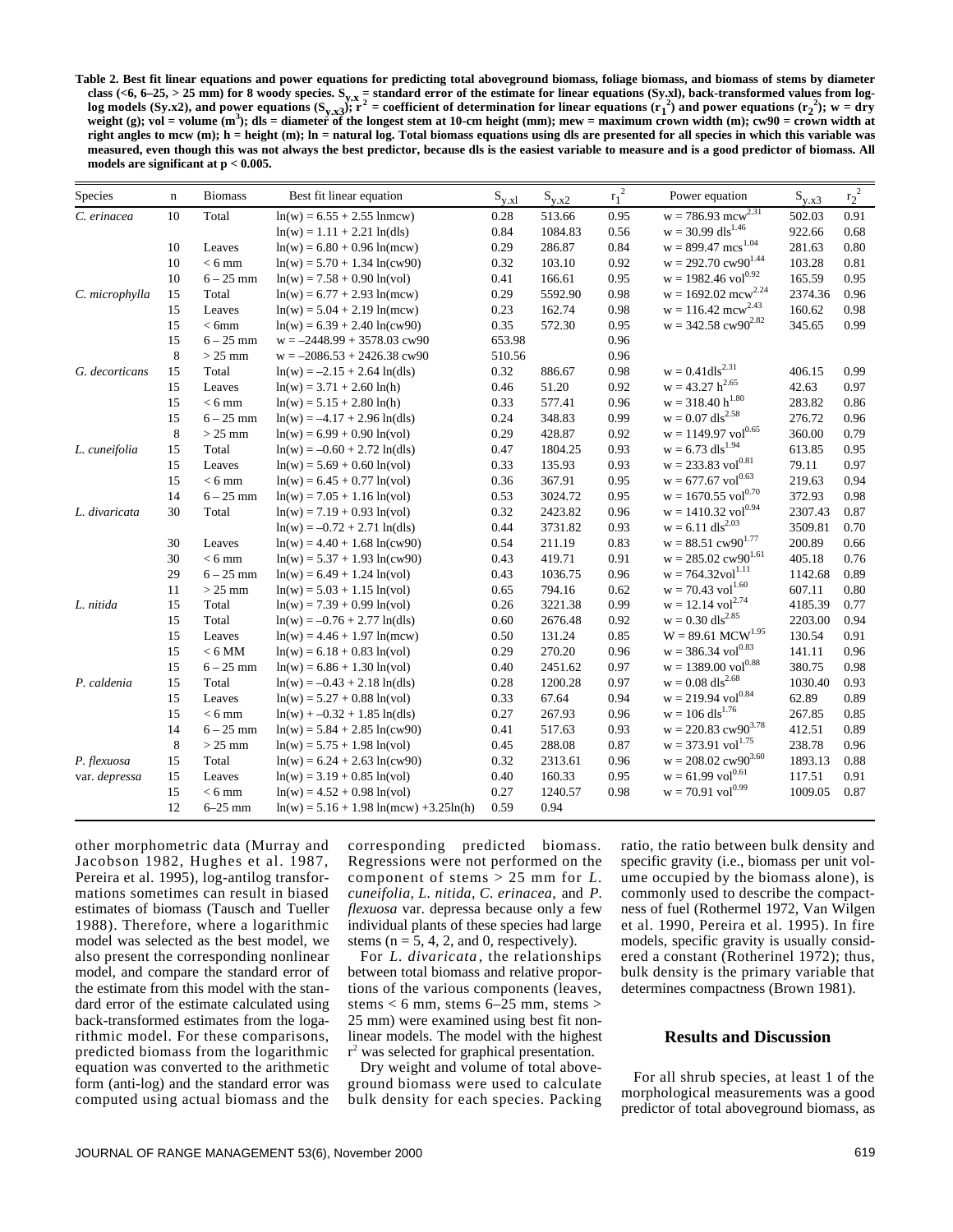**Table 2. Best fit linear equations and power equations for predicting total aboveground biomass, foliage biomass, and biomass of stems by diameter class (<6, 6–25, > 25 mm) for 8 woody species. $S_{y.x}$ = standard error of the estimate for linear equations (Sy.xl), back-transformed values from log-log models (Sy.x2), and power equations ($S_{y.x3}$); $r^2$ = coefficient of determination for linear equations ($r_1^2$) and power equations ($r_2^2$); w = dry weight (g); vol = volume ($m^3$); dls = diameter of the longest stem at 10-cm height (mm); mew = maximum crown width (m); cw90 = crown width at right angles to mcw (m); h = height (m); ln = natural log. Total biomass equations using dls are presented for all species in which this variable was measured, even though this was not always the best predictor, because dls is the easiest variable to measure and is a good predictor of biomass. All models are significant at p < 0.005.**

| Species | n | Biomass | Best fit linear equation | $S_{y.xl}$ | $S_{y.x2}$ | $r_1^2$ | Power equation | $S_{y.x3}$ | $r_2^2$ |
|---|---|---|---|---|---|---|---|---|---|
| *C. erinacea* | 10 | Total | ln(w) = 6.55 + 2.55 lnmcw) | 0.28 | 513.66 | 0.95 | $w = 786.93\ mcw^{2.31}$ | 502.03 | 0.91 |
| | | | ln(w) = 1.11 + 2.21 ln(dls) | 0.84 | 1084.83 | 0.56 | $w = 30.99\ dls^{1.46}$ | 922.66 | 0.68 |
| | 10 | Leaves | ln(w) = 6.80 + 0.96 ln(mcw) | 0.29 | 286.87 | 0.84 | $w = 899.47\ mcs^{1.04}$ | 281.63 | 0.80 |
| | 10 | < 6 mm | ln(w) = 5.70 + 1.34 ln(cw90) | 0.32 | 103.10 | 0.92 | $w = 292.70\ cw90^{1.44}$ | 103.28 | 0.81 |
| | 10 | 6 – 25 mm | ln(w) = 7.58 + 0.90 ln(vol) | 0.41 | 166.61 | 0.95 | $w = 1982.46\ vol^{0.92}$ | 165.59 | 0.95 |
| *C. microphylla* | 15 | Total | ln(w) = 6.77 + 2.93 ln(mcw) | 0.29 | 5592.90 | 0.98 | $w = 1692.02\ mcw^{2.24}$ | 2374.36 | 0.96 |
| | 15 | Leaves | ln(w) = 5.04 + 2.19 ln(mcw) | 0.23 | 162.74 | 0.98 | $w = 116.42\ mcw^{2.43}$ | 160.62 | 0.98 |
| | 15 | < 6mm | ln(w) = 6.39 + 2.40 ln(cw90) | 0.35 | 572.30 | 0.95 | $w = 342.58\ cw90^{2.82}$ | 345.65 | 0.99 |
| | 15 | 6 – 25 mm | w = –2448.99 + 3578.03 cw90 | 653.98 | | 0.96 | | | |
| | 8 | > 25 mm | w = –2086.53 + 2426.38 cw90 | 510.56 | | 0.96 | | | |
| *G. decorticans* | 15 | Total | ln(w) = –2.15 + 2.64 ln(dls) | 0.32 | 886.67 | 0.98 | $w = 0.41 dls^{2.31}$ | 406.15 | 0.99 |
| | 15 | Leaves | ln(w) = 3.71 + 2.60 ln(h) | 0.46 | 51.20 | 0.92 | $w = 43.27\ h^{2.65}$ | 42.63 | 0.97 |
| | 15 | < 6 mm | ln(w) = 5.15 + 2.80 ln(h) | 0.33 | 577.41 | 0.96 | $w = 318.40\ h^{1.80}$ | 283.82 | 0.86 |
| | 15 | 6 – 25 mm | ln(w) = –4.17 + 2.96 ln(dls) | 0.24 | 348.83 | 0.99 | $w = 0.07\ dls^{2.58}$ | 276.72 | 0.96 |
| | 8 | > 25 mm | ln(w) = 6.99 + 0.90 ln(vol) | 0.29 | 428.87 | 0.92 | $w = 1149.97\ vol^{0.65}$ | 360.00 | 0.79 |
| *L. cuneifolia* | 15 | Total | ln(w) = –0.60 + 2.72 ln(dls) | 0.47 | 1804.25 | 0.93 | $w = 6.73\ dls^{1.94}$ | 613.85 | 0.95 |
| | 15 | Leaves | ln(w) = 5.69 + 0.60 ln(vol) | 0.33 | 135.93 | 0.93 | $w = 233.83\ vol^{0.81}$ | 79.11 | 0.97 |
| | 15 | < 6 mm | ln(w) = 6.45 + 0.77 ln(vol) | 0.36 | 367.91 | 0.95 | $w = 677.67\ vol^{0.63}$ | 219.63 | 0.94 |
| | 14 | 6 – 25 mm | ln(w) = 7.05 + 1.16 ln(vol) | 0.53 | 3024.72 | 0.95 | $w = 1670.55\ vol^{0.70}$ | 372.93 | 0.98 |
| *L. divaricata* | 30 | Total | ln(w) = 7.19 + 0.93 ln(vol) | 0.32 | 2423.82 | 0.96 | $w = 1410.32\ vol^{0.94}$ | 2307.43 | 0.87 |
| | | | ln(w) = –0.72 + 2.71 ln(dls) | 0.44 | 3731.82 | 0.93 | $w = 6.11\ dls^{2.03}$ | 3509.81 | 0.70 |
| | 30 | Leaves | ln(w) = 4.40 + 1.68 ln(cw90) | 0.54 | 211.19 | 0.83 | $w = 88.51\ cw90^{1.77}$ | 200.89 | 0.66 |
| | 30 | < 6 mm | ln(w) = 5.37 + 1.93 ln(cw90) | 0.43 | 419.71 | 0.91 | $w = 285.02\ cw90^{1.61}$ | 405.18 | 0.76 |
| | 29 | 6 – 25 mm | ln(w) = 6.49 + 1.24 ln(vol) | 0.43 | 1036.75 | 0.96 | $w = 764.32 vol^{1.11}$ | 1142.68 | 0.89 |
| | 11 | > 25 mm | ln(w) = 5.03 + 1.15 ln(vol) | 0.65 | 794.16 | 0.62 | $w = 70.43\ vol^{1.60}$ | 607.11 | 0.80 |
| *L. nitida* | 15 | Total | ln(w) = 7.39 + 0.99 ln(vol) | 0.26 | 3221.38 | 0.99 | $w = 12.14\ vol^{2.74}$ | 4185.39 | 0.77 |
| | 15 | Total | ln(w) = –0.76 + 2.77 ln(dls) | 0.60 | 2676.48 | 0.92 | $w = 0.30\ dls^{2.85}$ | 2203.00 | 0.94 |
| | 15 | Leaves | ln(w) = 4.46 + 1.97 ln(mcw) | 0.50 | 131.24 | 0.85 | $W = 89.61\ MCW^{1.95}$ | 130.54 | 0.91 |
| | 15 | < 6 MM | ln(w) = 6.18 + 0.83 ln(vol) | 0.29 | 270.20 | 0.96 | $w = 386.34\ vol^{0.83}$ | 141.11 | 0.96 |
| | 15 | 6 – 25 mm | ln(w) = 6.86 + 1.30 ln(vol) | 0.40 | 2451.62 | 0.97 | $w = 1389.00\ vol^{0.88}$ | 380.75 | 0.98 |
| *P. caldenia* | 15 | Total | ln(w) = –0.43 + 2.18 ln(dls) | 0.28 | 1200.28 | 0.97 | $w = 0.08\ dls^{2.68}$ | 1030.40 | 0.93 |
| | 15 | Leaves | ln(w) = 5.27 + 0.88 ln(vol) | 0.33 | 67.64 | 0.94 | $w = 219.94\ vol^{0.84}$ | 62.89 | 0.89 |
| | 15 | < 6 mm | ln(w) + –0.32 + 1.85 ln(dls) | 0.27 | 267.93 | 0.96 | $w = 106\ dls^{1.76}$ | 267.85 | 0.85 |
| | 14 | 6 – 25 mm | ln(w) = 5.84 + 2.85 ln(cw90) | 0.41 | 517.63 | 0.93 | $w = 220.83\ cw90^{3.78}$ | 412.51 | 0.89 |
| | 8 | > 25 mm | ln(w) = 5.75 + 1.98 ln(vol) | 0.45 | 288.08 | 0.87 | $w = 373.91\ vol^{1.75}$ | 238.78 | 0.96 |
| *P. flexuosa* | 15 | Total | ln(w) = 6.24 + 2.63 ln(cw90) | 0.32 | 2313.61 | 0.96 | $w = 208.02\ cw90^{3.60}$ | 1893.13 | 0.88 |
| var. *depressa* | 15 | Leaves | ln(w) = 3.19 + 0.85 ln(vol) | 0.40 | 160.33 | 0.95 | $w = 61.99\ vol^{0.61}$ | 117.51 | 0.91 |
| | 15 | < 6 mm | ln(w) = 4.52 + 0.98 ln(vol) | 0.27 | 1240.57 | 0.98 | $w = 70.91\ vol^{0.99}$ | 1009.05 | 0.87 |
| | 12 | 6–25 mm | ln(w) = 5.16 + 1.98 ln(mcw) +3.25ln(h) | 0.59 | 0.94 | | | | |

other morphometric data (Murray and Jacobson 1982, Hughes et al. 1987, Pereira et al. 1995), log-antilog transformations sometimes can result in biased estimates of biomass (Tausch and Tueller 1988). Therefore, where a logarithmic model was selected as the best model, we also present the corresponding nonlinear model, and compare the standard error of the estimate from this model with the standard error of the estimate calculated using back-transformed estimates from the logarithmic model. For these comparisons, predicted biomass from the logarithmic equation was converted to the arithmetic form (anti-log) and the standard error was computed using actual biomass and the corresponding predicted biomass. Regressions were not performed on the component of stems > 25 mm for *L. cuneifolia*, *L. nitida*, *C. erinacea*, and *P. flexuosa* var. depressa because only a few individual plants of these species had large stems (n = 5, 4, 2, and 0, respectively).

For *L. divaricata*, the relationships between total biomass and relative proportions of the various components (leaves, stems < 6 mm, stems 6–25 mm, stems > 25 mm) were examined using best fit nonlinear models. The model with the highest $r^2$ was selected for graphical presentation.

Dry weight and volume of total aboveground biomass were used to calculate bulk density for each species. Packing ratio, the ratio between bulk density and specific gravity (i.e., biomass per unit volume occupied by the biomass alone), is commonly used to describe the compactness of fuel (Rothermel 1972, Van Wilgen et al. 1990, Pereira et al. 1995). In fire models, specific gravity is usually considered a constant (Rotherinel 1972); thus, bulk density is the primary variable that determines compactness (Brown 1981).

## Results and Discussion

For all shrub species, at least 1 of the morphological measurements was a good predictor of total aboveground biomass, as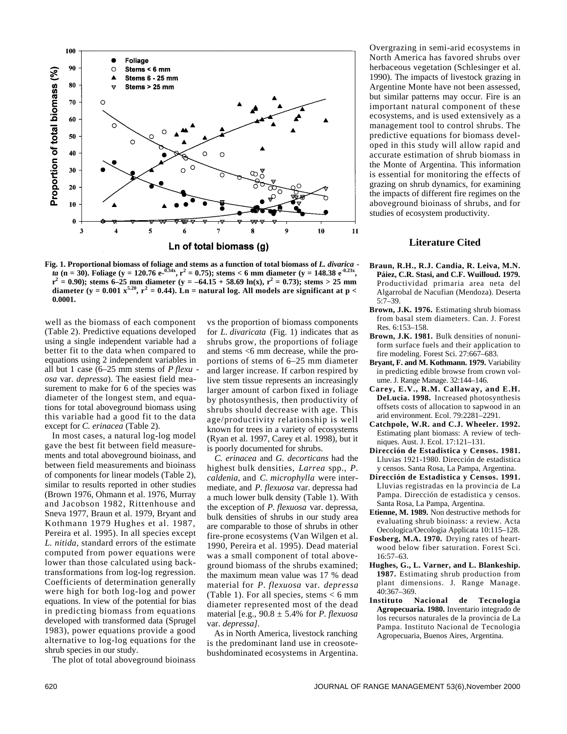Fig. 1. Proportional biomass of foliage and stems as a function of total biomass of *L. divaricata* (n = 30). Foliage ($y = 120.76\ e^{-0.34x}$, $r^2 = 0.75$); stems < 6 mm diameter ($y = 148.38\ e^{-0.23x}$, $r^2 = 0.90$); stems 6–25 mm diameter ($y = -64.15 + 58.69\ \ln(x)$, $r^2 = 0.73$); stems > 25 mm diameter ($y = 0.001\ x^{5.20}$, $r^2 = 0.44$). Ln = natural log. All models are significant at $p < 0.0001$.

well as the biomass of each component (Table 2). Predictive equations developed using a single independent variable had a better fit to the data when compared to equations using 2 independent variables in all but 1 case (6–25 mm stems of *P flexuosa* var. *depressa*). The easiest field measurement to make for 6 of the species was diameter of the longest stem, and equations for total aboveground biomass using this variable had a good fit to the data except for *C. erinacea* (Table 2).

In most cases, a natural log-log model gave the best fit between field measurements and total aboveground bioinass, and between field measurements and bioinass of components for linear models (Table 2), similar to results reported in other studies (Brown 1976, Ohmann et al. 1976, Murray and Jacobson 1982, Rittenhouse and Sneva 1977, Braun et al. 1979, Bryant and Kothmann 1979 Hughes et al. 1987, Pereira et al. 1995). In all species except *L. nitida*, standard errors of the estimate computed from power equations were lower than those calculated using back-transformations from log-log regression. Coefficients of determination generally were high for both log-log and power equations. In view of the potential for bias in predicting biomass from equations developed with transformed data (Sprugel 1983), power equations provide a good alternative to log-log equations for the shrub species in our study.

The plot of total aboveground bioinass vs the proportion of biomass components for *L. divaricata* (Fig. 1) indicates that as shrubs grow, the proportions of foliage and stems <6 mm decrease, while the proportions of stems of 6–25 mm diameter and larger increase. If carbon respired by live stem tissue represents an increasingly larger amount of carbon fixed in foliage by photosynthesis, then productivity of shrubs should decrease with age. This age/productivity relationship is well known for trees in a variety of ecosystems (Ryan et al. 1997, Carey et al. 1998), but it is poorly documented for shrubs.

*C. erinacea* and *G. decorticans* had the highest bulk densities, *Larrea* spp., *P. caldenia*, and *C. microphylla* were intermediate, and *P. flexuosa* var. depressa had a much lower bulk density (Table 1). With the exception of *P. flexuosa* var. depressa, bulk densities of shrubs in our study area are comparable to those of shrubs in other fire-prone ecosystems (Van Wilgen et al. 1990, Pereira et al. 1995). Dead material was a small component of total aboveground biomass of the shrubs examined; the maximum mean value was 17 % dead material for *P. flexuosa* var. *depressa* (Table 1). For all species, stems < 6 mm diameter represented most of the dead material [e.g., 90.8 ± 5.4% for *P. flexuosa* var. *depressa]*.

As in North America, livestock ranching is the predominant land use in creosote-bushdominated ecosystems in Argentina. Overgrazing in semi-arid ecosystems in North America has favored shrubs over herbaceous vegetation (Schlesinger et al. 1990). The impacts of livestock grazing in Argentine Monte have not been assessed, but similar patterns may occur. Fire is an important natural component of these ecosystems, and is used extensively as a management tool to control shrubs. The predictive equations for biomass developed in this study will allow rapid and accurate estimation of shrub biomass in the Monte of Argentina. This information is essential for monitoring the effects of grazing on shrub dynamics, for examining the impacts of different fire regimes on the aboveground bioinass of shrubs, and for studies of ecosystem productivity.

## Literature Cited

**Braun, R.H., R.J. Candia, R. Leiva, M.N. Páiez, C.R. Stasi, and C.F. Wuilloud. 1979.** Productividad primaria area neta del Algarrobal de Nacufian (Mendoza). Deserta 5:7–39.

**Brown, J.K. 1976.** Estimating shrub biomass from basal stem diameters. Can. J. Forest Res. 6:153–158.

**Brown, J.K. 1981.** Bulk densities of nonuniform surface fuels and their application to fire modeling. Forest Sci. 27:667–683.

**Bryant, F. and M. Kothmann. 1979.** Variability in predicting edible browse from crown volume. J. Range Manage. 32:144–146.

**Carey, E.V., R.M. Callaway, and E.H. DeLucia. 1998.** Increased photosynthesis offsets costs of allocation to sapwood in an arid environment. Ecol. 79:2281–2291.

**Catchpole, W.R. and C.J. Wheeler. 1992.** Estimating plant biomass: A review of techniques. Aust. J. Ecol. 17:121–131.

**Dirección de Estadistica y Censos. 1981.** Lluvias 1921-1980. Dirección de estadistica y censos. Santa Rosa, La Pampa, Argentina.

**Dirección de Estadistica y Censos. 1991.** Lluvias registradas en la provincia de La Pampa. Dirección de estadistica y censos. Santa Rosa, La Pampa, Argentina.

**Etienne, M. 1989.** Non destructive methods for evaluating shrub bioinass: a review. Acta Oecologica/Oecologia Applicata 10:115–128.

**Fosberg, M.A. 1970.** Drying rates of heartwood below fiber saturation. Forest Sci. 16:57–63.

**Hughes, G., L. Varner, and L. Blankeship. 1987.** Estimating shrub production from plant dimensions. J. Range Manage. 40:367–369.

**Instituto Nacional de Tecnologia Agropecuaria. 1980.** Inventario integrado de los recursos naturales de la provincia de La Pampa. Instituto Nacional de Tecnologia Agropecuaria, Buenos Aires, Argentina.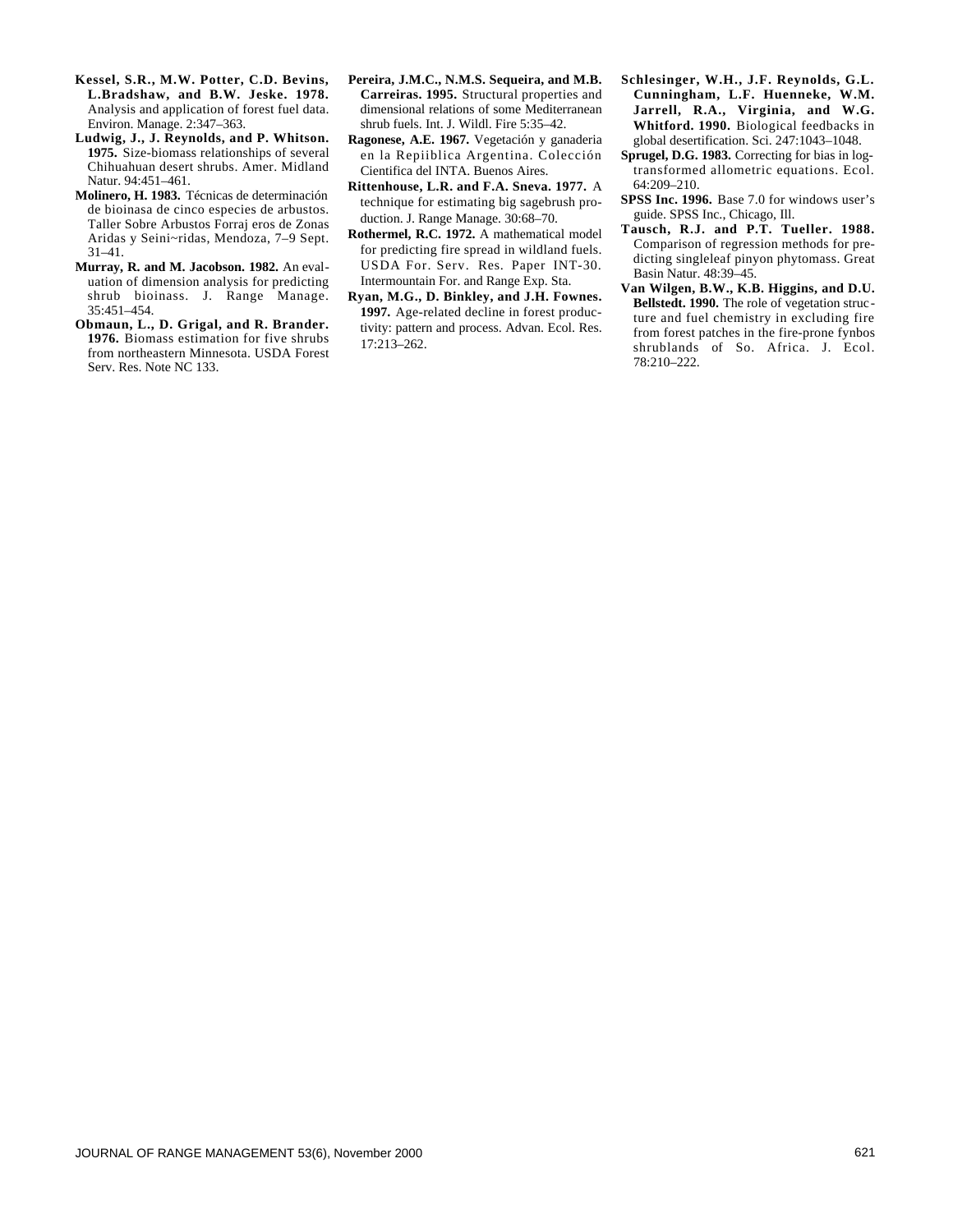**Kessel, S.R., M.W. Potter, C.D. Bevins, L.Bradshaw, and B.W. Jeske. 1978.** Analysis and application of forest fuel data. Environ. Manage. 2:347–363.

**Ludwig, J., J. Reynolds, and P. Whitson. 1975.** Size-biomass relationships of several Chihuahuan desert shrubs. Amer. Midland Natur. 94:451–461.

**Molinero, H. 1983.** Técnicas de determinación de bioinasa de cinco especies de arbustos. Taller Sobre Arbustos Forraj eros de Zonas Aridas y Seini~ridas, Mendoza, 7–9 Sept. 31–41.

**Murray, R. and M. Jacobson. 1982.** An evaluation of dimension analysis for predicting shrub bioinass. J. Range Manage. 35:451–454.

**Obmaun, L., D. Grigal, and R. Brander. 1976.** Biomass estimation for five shrubs from northeastern Minnesota. USDA Forest Serv. Res. Note NC 133.

**Pereira, J.M.C., N.M.S. Sequeira, and M.B. Carreiras. 1995.** Structural properties and dimensional relations of some Mediterranean shrub fuels. Int. J. Wildl. Fire 5:35–42.

**Ragonese, A.E. 1967.** Vegetación y ganaderia en la Repiiblica Argentina. Colección Cientifica del INTA. Buenos Aires.

**Rittenhouse, L.R. and F.A. Sneva. 1977.** A technique for estimating big sagebrush production. J. Range Manage. 30:68–70.

**Rothermel, R.C. 1972.** A mathematical model for predicting fire spread in wildland fuels. USDA For. Serv. Res. Paper INT-30. Intermountain For. and Range Exp. Sta.

**Ryan, M.G., D. Binkley, and J.H. Fownes. 1997.** Age-related decline in forest productivity: pattern and process. Advan. Ecol. Res. 17:213–262.

**Schlesinger, W.H., J.F. Reynolds, G.L. Cunningham, L.F. Huenneke, W.M. Jarrell, R.A., Virginia, and W.G. Whitford. 1990.** Biological feedbacks in global desertification. Sci. 247:1043–1048.

**Sprugel, D.G. 1983.** Correcting for bias in log-transformed allometric equations. Ecol. 64:209–210.

**SPSS Inc. 1996.** Base 7.0 for windows user's guide. SPSS Inc., Chicago, Ill.

**Tausch, R.J. and P.T. Tueller. 1988.** Comparison of regression methods for predicting singleleaf pinyon phytomass. Great Basin Natur. 48:39–45.

**Van Wilgen, B.W., K.B. Higgins, and D.U. Bellstedt. 1990.** The role of vegetation structure and fuel chemistry in excluding fire from forest patches in the fire-prone fynbos shrublands of So. Africa. J. Ecol. 78:210–222.